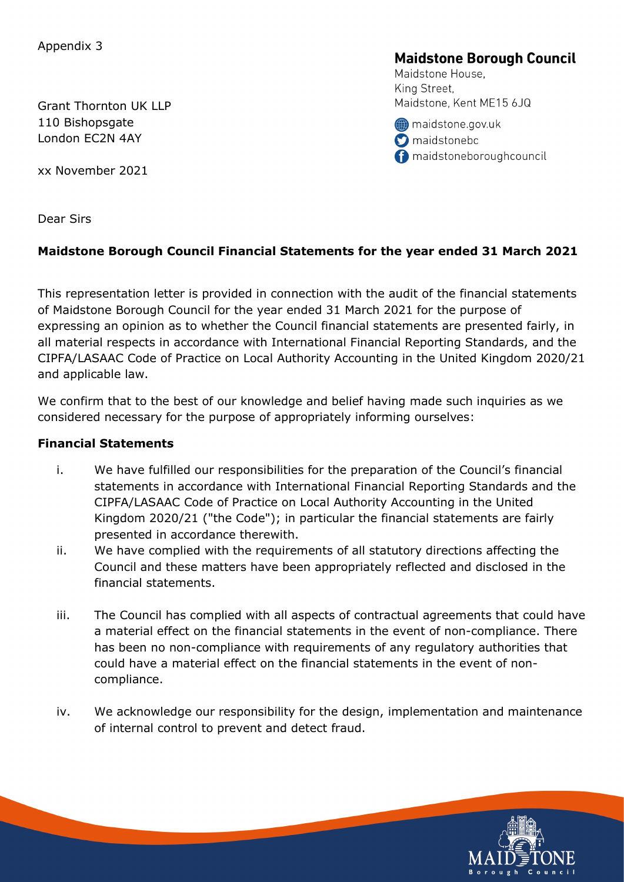Appendix 3

**Maidstone Borough Council**
Maidstone House,
King Street,
Maidstone, Kent ME15 6JQ

maidstone.gov.uk
maidstonebc
maidstoneboroughcouncil

Grant Thornton UK LLP
110 Bishopsgate
London EC2N 4AY

xx November 2021

Dear Sirs

**Maidstone Borough Council Financial Statements for the year ended 31 March 2021**

This representation letter is provided in connection with the audit of the financial statements of Maidstone Borough Council for the year ended 31 March 2021 for the purpose of expressing an opinion as to whether the Council financial statements are presented fairly, in all material respects in accordance with International Financial Reporting Standards, and the CIPFA/LASAAC Code of Practice on Local Authority Accounting in the United Kingdom 2020/21 and applicable law.

We confirm that to the best of our knowledge and belief having made such inquiries as we considered necessary for the purpose of appropriately informing ourselves:

**Financial Statements**

i. We have fulfilled our responsibilities for the preparation of the Council's financial statements in accordance with International Financial Reporting Standards and the CIPFA/LASAAC Code of Practice on Local Authority Accounting in the United Kingdom 2020/21 ("the Code"); in particular the financial statements are fairly presented in accordance therewith.

ii. We have complied with the requirements of all statutory directions affecting the Council and these matters have been appropriately reflected and disclosed in the financial statements.

iii. The Council has complied with all aspects of contractual agreements that could have a material effect on the financial statements in the event of non-compliance. There has been no non-compliance with requirements of any regulatory authorities that could have a material effect on the financial statements in the event of non-compliance.

iv. We acknowledge our responsibility for the design, implementation and maintenance of internal control to prevent and detect fraud.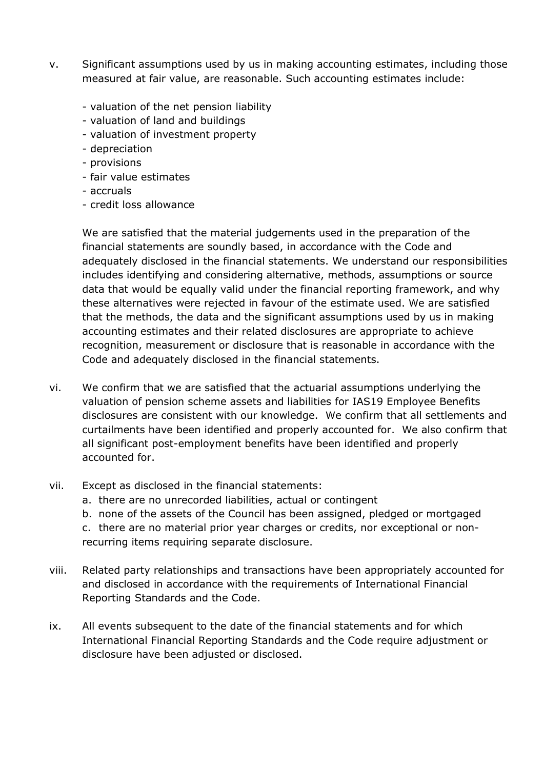v. Significant assumptions used by us in making accounting estimates, including those measured at fair value, are reasonable. Such accounting estimates include:

   - valuation of the net pension liability
   - valuation of land and buildings
   - valuation of investment property
   - depreciation
   - provisions
   - fair value estimates
   - accruals
   - credit loss allowance

   We are satisfied that the material judgements used in the preparation of the financial statements are soundly based, in accordance with the Code and adequately disclosed in the financial statements. We understand our responsibilities includes identifying and considering alternative, methods, assumptions or source data that would be equally valid under the financial reporting framework, and why these alternatives were rejected in favour of the estimate used. We are satisfied that the methods, the data and the significant assumptions used by us in making accounting estimates and their related disclosures are appropriate to achieve recognition, measurement or disclosure that is reasonable in accordance with the Code and adequately disclosed in the financial statements.

vi. We confirm that we are satisfied that the actuarial assumptions underlying the valuation of pension scheme assets and liabilities for IAS19 Employee Benefits disclosures are consistent with our knowledge. We confirm that all settlements and curtailments have been identified and properly accounted for. We also confirm that all significant post-employment benefits have been identified and properly accounted for.

vii. Except as disclosed in the financial statements:
   a. there are no unrecorded liabilities, actual or contingent
   b. none of the assets of the Council has been assigned, pledged or mortgaged
   c. there are no material prior year charges or credits, nor exceptional or non-recurring items requiring separate disclosure.

viii. Related party relationships and transactions have been appropriately accounted for and disclosed in accordance with the requirements of International Financial Reporting Standards and the Code.

ix. All events subsequent to the date of the financial statements and for which International Financial Reporting Standards and the Code require adjustment or disclosure have been adjusted or disclosed.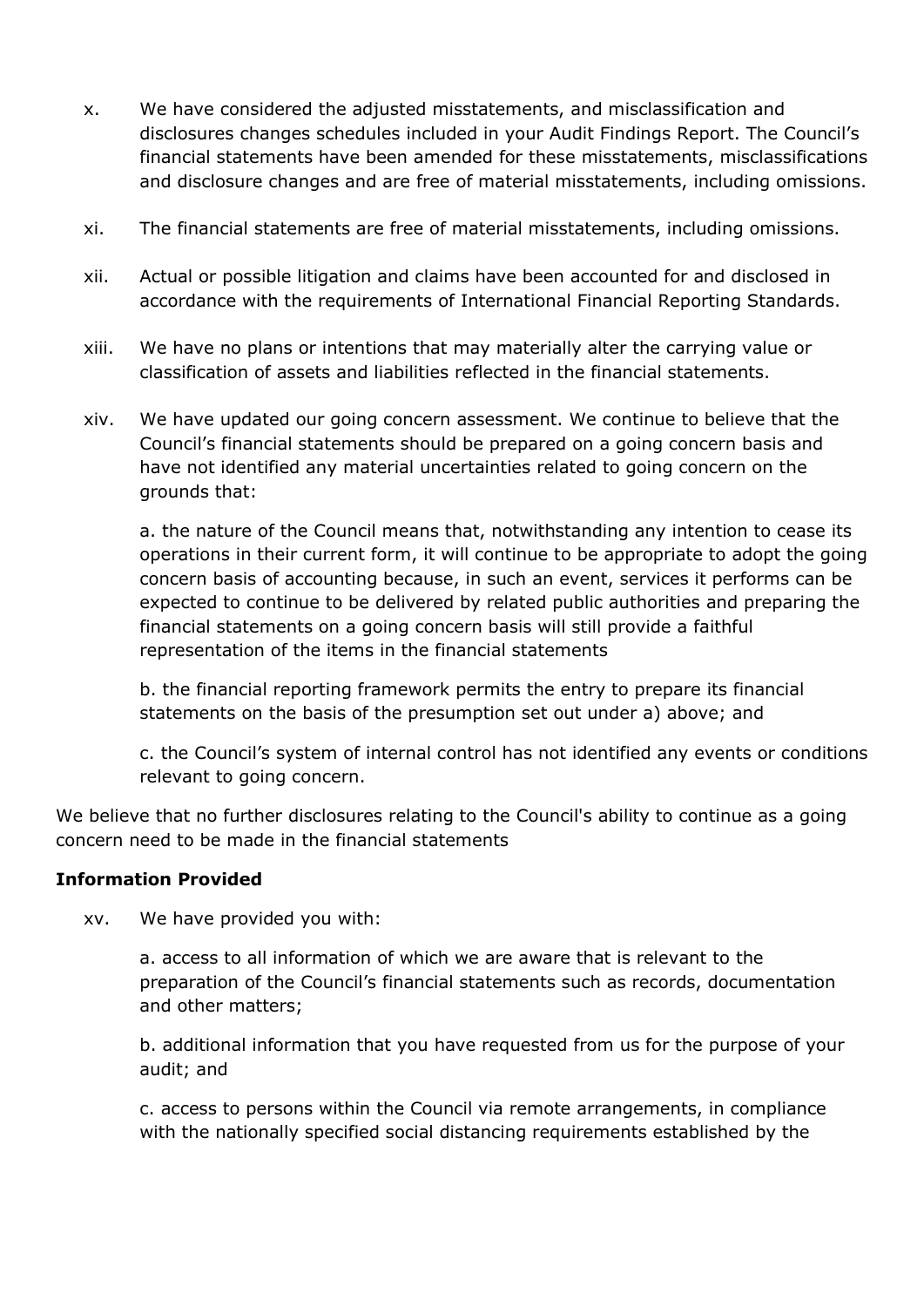x. We have considered the adjusted misstatements, and misclassification and disclosures changes schedules included in your Audit Findings Report. The Council's financial statements have been amended for these misstatements, misclassifications and disclosure changes and are free of material misstatements, including omissions.

xi. The financial statements are free of material misstatements, including omissions.

xii. Actual or possible litigation and claims have been accounted for and disclosed in accordance with the requirements of International Financial Reporting Standards.

xiii. We have no plans or intentions that may materially alter the carrying value or classification of assets and liabilities reflected in the financial statements.

xiv. We have updated our going concern assessment. We continue to believe that the Council's financial statements should be prepared on a going concern basis and have not identified any material uncertainties related to going concern on the grounds that:

a. the nature of the Council means that, notwithstanding any intention to cease its operations in their current form, it will continue to be appropriate to adopt the going concern basis of accounting because, in such an event, services it performs can be expected to continue to be delivered by related public authorities and preparing the financial statements on a going concern basis will still provide a faithful representation of the items in the financial statements

b. the financial reporting framework permits the entry to prepare its financial statements on the basis of the presumption set out under a) above; and

c. the Council's system of internal control has not identified any events or conditions relevant to going concern.

We believe that no further disclosures relating to the Council's ability to continue as a going concern need to be made in the financial statements

**Information Provided**

xv. We have provided you with:

a. access to all information of which we are aware that is relevant to the preparation of the Council's financial statements such as records, documentation and other matters;

b. additional information that you have requested from us for the purpose of your audit; and

c. access to persons within the Council via remote arrangements, in compliance with the nationally specified social distancing requirements established by the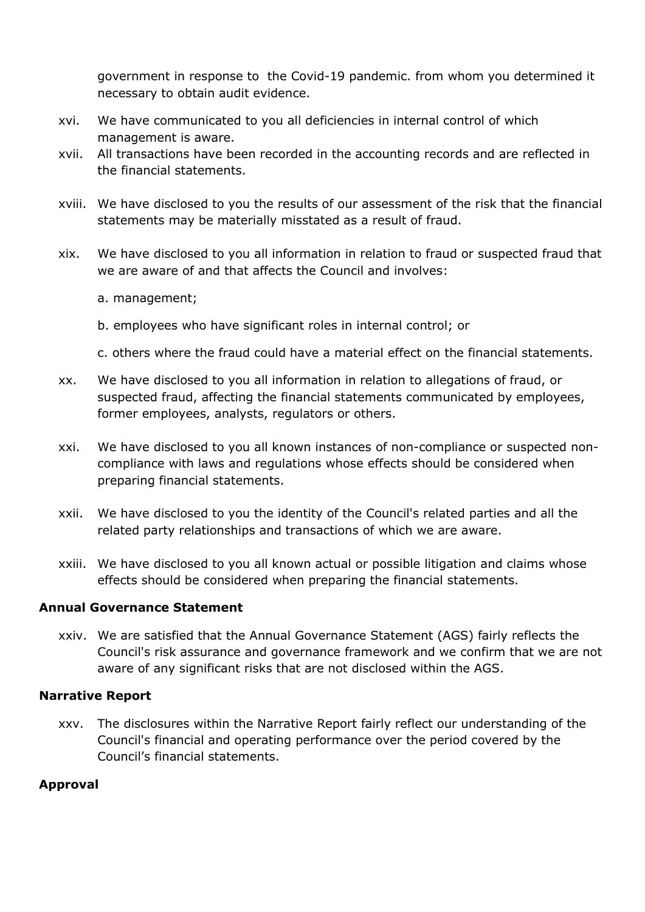government in response to  the Covid-19 pandemic. from whom you determined it necessary to obtain audit evidence.

xvi. We have communicated to you all deficiencies in internal control of which management is aware.

xvii. All transactions have been recorded in the accounting records and are reflected in the financial statements.

xviii. We have disclosed to you the results of our assessment of the risk that the financial statements may be materially misstated as a result of fraud.

xix. We have disclosed to you all information in relation to fraud or suspected fraud that we are aware of and that affects the Council and involves:

a. management;

b. employees who have significant roles in internal control; or

c. others where the fraud could have a material effect on the financial statements.

xx. We have disclosed to you all information in relation to allegations of fraud, or suspected fraud, affecting the financial statements communicated by employees, former employees, analysts, regulators or others.

xxi. We have disclosed to you all known instances of non-compliance or suspected non-compliance with laws and regulations whose effects should be considered when preparing financial statements.

xxii. We have disclosed to you the identity of the Council's related parties and all the related party relationships and transactions of which we are aware.

xxiii. We have disclosed to you all known actual or possible litigation and claims whose effects should be considered when preparing the financial statements.

**Annual Governance Statement**

xxiv. We are satisfied that the Annual Governance Statement (AGS) fairly reflects the Council's risk assurance and governance framework and we confirm that we are not aware of any significant risks that are not disclosed within the AGS.

**Narrative Report**

xxv. The disclosures within the Narrative Report fairly reflect our understanding of the Council's financial and operating performance over the period covered by the Council's financial statements.

**Approval**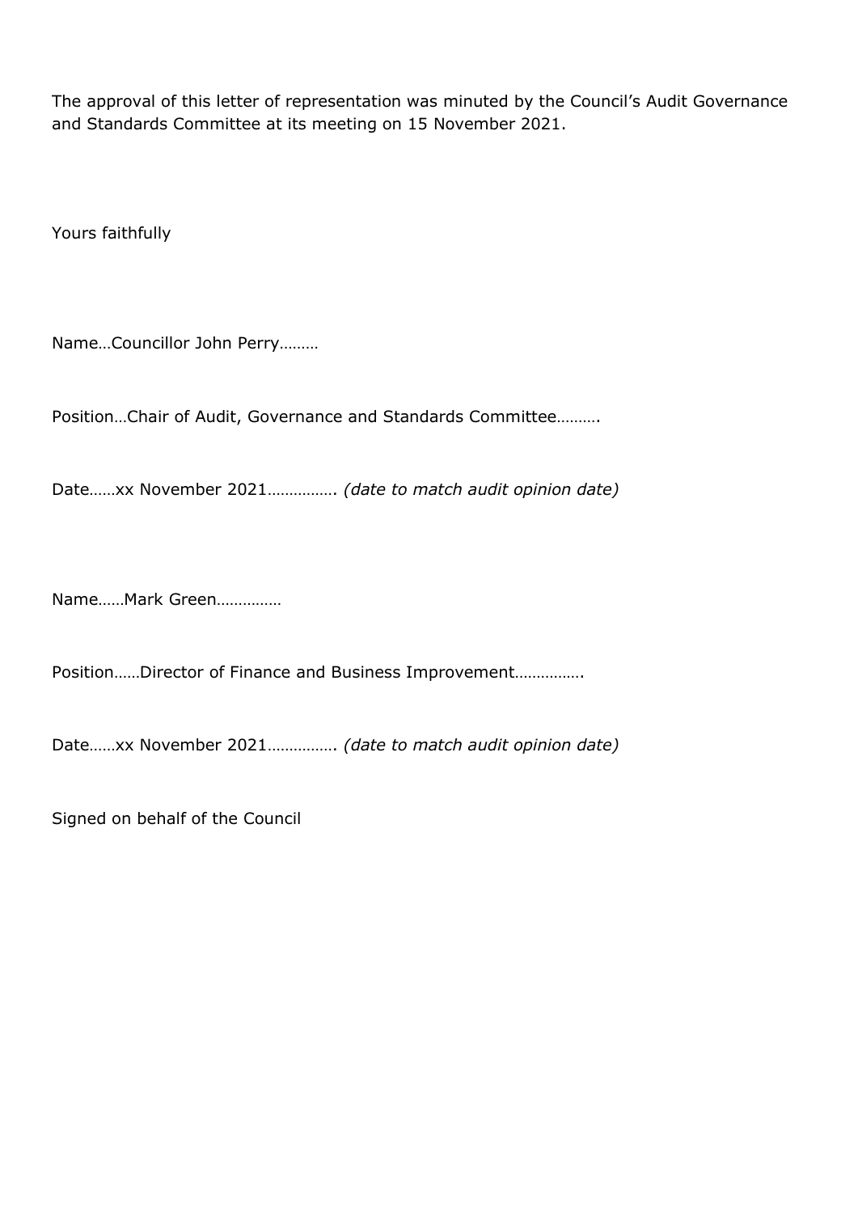The approval of this letter of representation was minuted by the Council's Audit Governance and Standards Committee at its meeting on 15 November 2021.

Yours faithfully

Name…Councillor John Perry………

Position…Chair of Audit, Governance and Standards Committee……….

Date……xx November 2021……………. *(date to match audit opinion date)*

Name……Mark Green……………

Position……Director of Finance and Business Improvement…………….

Date……xx November 2021……………. *(date to match audit opinion date)*

Signed on behalf of the Council